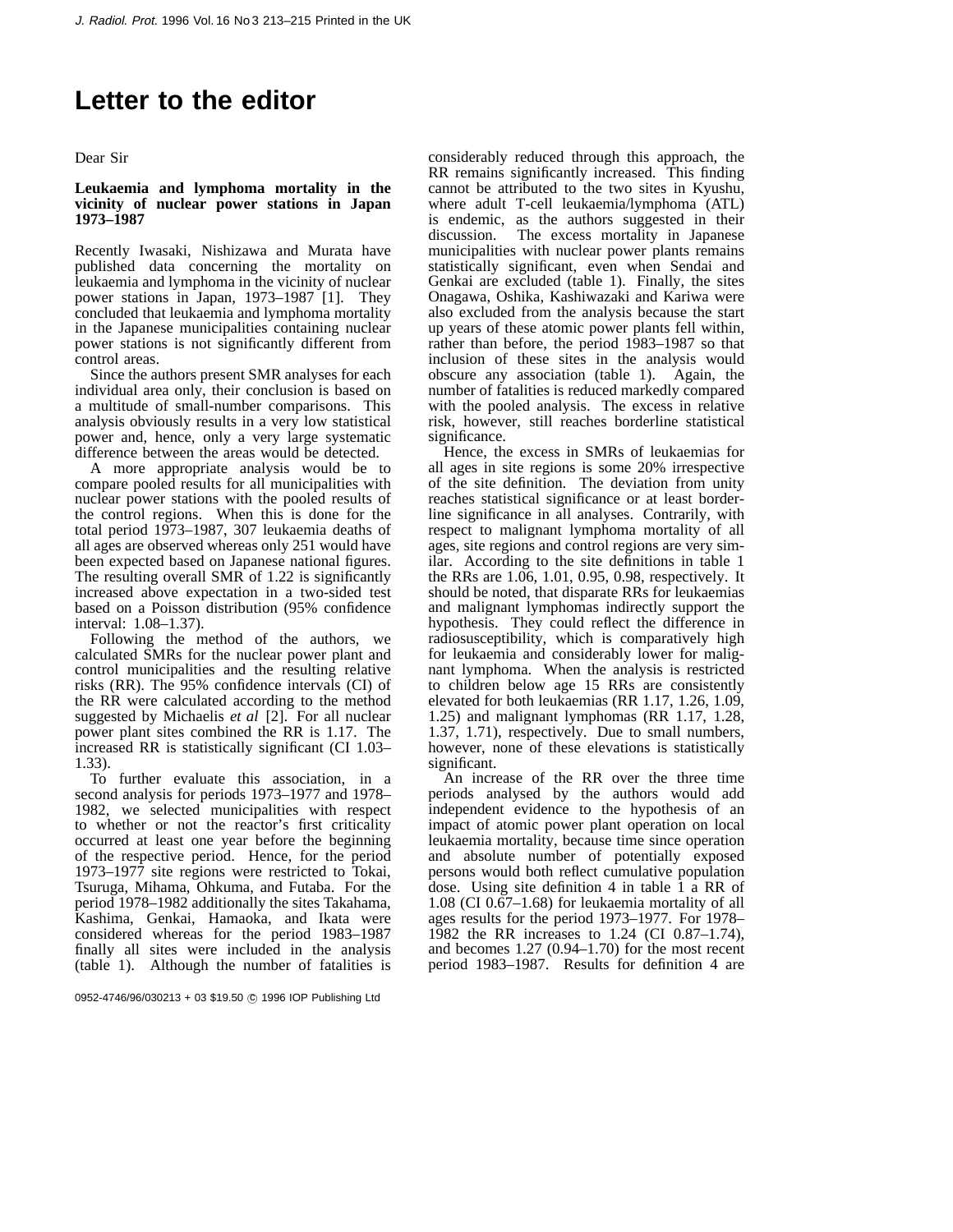# Letter to the editor

Dear Sir

**Leukaemia and lymphoma mortality in the vicinity of nuclear power stations in Japan 1973–1987**

Recently Iwasaki, Nishizawa and Murata have published data concerning the mortality on leukaemia and lymphoma in the vicinity of nuclear power stations in Japan, 1973–1987 [1]. They concluded that leukaemia and lymphoma mortality in the Japanese municipalities containing nuclear power stations is not significantly different from control areas.

Since the authors present SMR analyses for each individual area only, their conclusion is based on a multitude of small-number comparisons. This analysis obviously results in a very low statistical power and, hence, only a very large systematic difference between the areas would be detected.

A more appropriate analysis would be to compare pooled results for all municipalities with nuclear power stations with the pooled results of the control regions. When this is done for the total period 1973–1987, 307 leukaemia deaths of all ages are observed whereas only 251 would have been expected based on Japanese national figures. The resulting overall SMR of 1.22 is significantly increased above expectation in a two-sided test based on a Poisson distribution (95% confidence interval: 1.08–1.37).

Following the method of the authors, we calculated SMRs for the nuclear power plant and control municipalities and the resulting relative risks (RR). The 95% confidence intervals (CI) of the RR were calculated according to the method suggested by Michaelis *et al* [2]. For all nuclear power plant sites combined the RR is 1.17. The increased RR is statistically significant (CI 1.03–1.33).

To further evaluate this association, in a second analysis for periods 1973–1977 and 1978–1982, we selected municipalities with respect to whether or not the reactor's first criticality occurred at least one year before the beginning of the respective period. Hence, for the period 1973–1977 site regions were restricted to Tokai, Tsuruga, Mihama, Ohkuma, and Futaba. For the period 1978–1982 additionally the sites Takahama, Kashima, Genkai, Hamaoka, and Ikata were considered whereas for the period 1983–1987 finally all sites were included in the analysis (table 1). Although the number of fatalities is considerably reduced through this approach, the RR remains significantly increased. This finding cannot be attributed to the two sites in Kyushu, where adult T-cell leukaemia/lymphoma (ATL) is endemic, as the authors suggested in their discussion. The excess mortality in Japanese municipalities with nuclear power plants remains statistically significant, even when Sendai and Genkai are excluded (table 1). Finally, the sites Onagawa, Oshika, Kashiwazaki and Kariwa were also excluded from the analysis because the start up years of these atomic power plants fell within, rather than before, the period 1983–1987 so that inclusion of these sites in the analysis would obscure any association (table 1). Again, the number of fatalities is reduced markedly compared with the pooled analysis. The excess in relative risk, however, still reaches borderline statistical significance.

Hence, the excess in SMRs of leukaemias for all ages in site regions is some 20% irrespective of the site definition. The deviation from unity reaches statistical significance or at least borderline significance in all analyses. Contrarily, with respect to malignant lymphoma mortality of all ages, site regions and control regions are very similar. According to the site definitions in table 1 the RRs are 1.06, 1.01, 0.95, 0.98, respectively. It should be noted, that disparate RRs for leukaemias and malignant lymphomas indirectly support the hypothesis. They could reflect the difference in radiosusceptibility, which is comparatively high for leukaemia and considerably lower for malignant lymphoma. When the analysis is restricted to children below age 15 RRs are consistently elevated for both leukaemias (RR 1.17, 1.26, 1.09, 1.25) and malignant lymphomas (RR 1.17, 1.28, 1.37, 1.71), respectively. Due to small numbers, however, none of these elevations is statistically significant.

An increase of the RR over the three time periods analysed by the authors would add independent evidence to the hypothesis of an impact of atomic power plant operation on local leukaemia mortality, because time since operation and absolute number of potentially exposed persons would both reflect cumulative population dose. Using site definition 4 in table 1 a RR of 1.08 (CI 0.67–1.68) for leukaemia mortality of all ages results for the period 1973–1977. For 1978–1982 the RR increases to 1.24 (CI 0.87–1.74), and becomes 1.27 (0.94–1.70) for the most recent period 1983–1987. Results for definition 4 are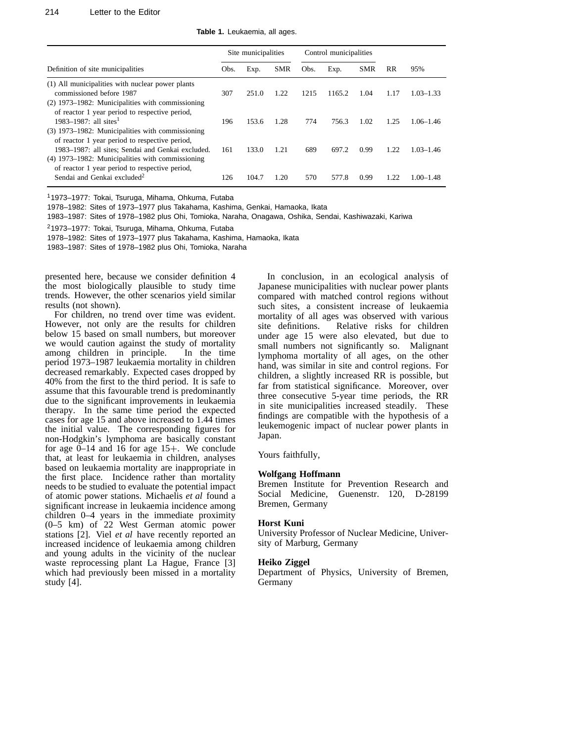**Table 1.** Leukaemia, all ages.

| Definition of site municipalities | Site municipalities | | | Control municipalities | | | RR | 95% |
|---|---|---|---|---|---|---|---|---|
| | Obs. | Exp. | SMR | Obs. | Exp. | SMR | | |
| (1) All municipalities with nuclear power plants commissioned before 1987 | 307 | 251.0 | 1.22 | 1215 | 1165.2 | 1.04 | 1.17 | 1.03–1.33 |
| (2) 1973–1982: Municipalities with commissioning of reactor 1 year period to respective period, 1983–1987: all sites[1] | 196 | 153.6 | 1.28 | 774 | 756.3 | 1.02 | 1.25 | 1.06–1.46 |
| (3) 1973–1982: Municipalities with commissioning of reactor 1 year period to respective period, 1983–1987: all sites; Sendai and Genkai excluded. | 161 | 133.0 | 1.21 | 689 | 697.2 | 0.99 | 1.22 | 1.03–1.46 |
| (4) 1973–1982: Municipalities with commissioning of reactor 1 year period to respective period, Sendai and Genkai excluded[2] | 126 | 104.7 | 1.20 | 570 | 577.8 | 0.99 | 1.22 | 1.00–1.48 |

[1]1973–1977: Tokai, Tsuruga, Mihama, Ohkuma, Futaba
1978–1982: Sites of 1973–1977 plus Takahama, Kashima, Genkai, Hamaoka, Ikata
1983–1987: Sites of 1978–1982 plus Ohi, Tomioka, Naraha, Onagawa, Oshika, Sendai, Kashiwazaki, Kariwa

[2]1973–1977: Tokai, Tsuruga, Mihama, Ohkuma, Futaba
1978–1982: Sites of 1973–1977 plus Takahama, Kashima, Hamaoka, Ikata
1983–1987: Sites of 1978–1982 plus Ohi, Tomioka, Naraha

presented here, because we consider definition 4 the most biologically plausible to study time trends. However, the other scenarios yield similar results (not shown).

For children, no trend over time was evident. However, not only are the results for children below 15 based on small numbers, but moreover we would caution against the study of mortality among children in principle. In the time period 1973–1987 leukaemia mortality in children decreased remarkably. Expected cases dropped by 40% from the first to the third period. It is safe to assume that this favourable trend is predominantly due to the significant improvements in leukaemia therapy. In the same time period the expected cases for age 15 and above increased to 1.44 times the initial value. The corresponding figures for non-Hodgkin's lymphoma are basically constant for age 0–14 and 16 for age 15+. We conclude that, at least for leukaemia in children, analyses based on leukaemia mortality are inappropriate in the first place. Incidence rather than mortality needs to be studied to evaluate the potential impact of atomic power stations. Michaelis *et al* found a significant increase in leukaemia incidence among children 0–4 years in the immediate proximity (0–5 km) of 22 West German atomic power stations [2]. Viel *et al* have recently reported an increased incidence of leukaemia among children and young adults in the vicinity of the nuclear waste reprocessing plant La Hague, France [3] which had previously been missed in a mortality study [4].

In conclusion, in an ecological analysis of Japanese municipalities with nuclear power plants compared with matched control regions without such sites, a consistent increase of leukaemia mortality of all ages was observed with various site definitions. Relative risks for children under age 15 were also elevated, but due to small numbers not significantly so. Malignant lymphoma mortality of all ages, on the other hand, was similar in site and control regions. For children, a slightly increased RR is possible, but far from statistical significance. Moreover, over three consecutive 5-year time periods, the RR in site municipalities increased steadily. These findings are compatible with the hypothesis of a leukemogenic impact of nuclear power plants in Japan.

Yours faithfully,

**Wolfgang Hoffmann**
Bremen Institute for Prevention Research and Social Medicine, Guenenstr. 120, D-28199 Bremen, Germany

**Horst Kuni**
University Professor of Nuclear Medicine, University of Marburg, Germany

**Heiko Ziggel**
Department of Physics, University of Bremen, Germany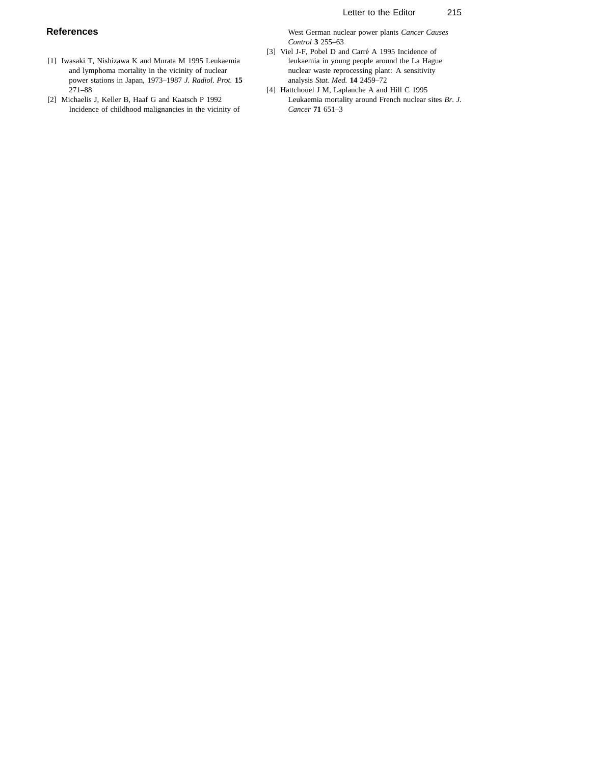## References

[1] Iwasaki T, Nishizawa K and Murata M 1995 Leukaemia and lymphoma mortality in the vicinity of nuclear power stations in Japan, 1973–1987 *J. Radiol. Prot.* **15** 271–88

[2] Michaelis J, Keller B, Haaf G and Kaatsch P 1992 Incidence of childhood malignancies in the vicinity of West German nuclear power plants *Cancer Causes Control* **3** 255–63

[3] Viel J-F, Pobel D and Carré A 1995 Incidence of leukaemia in young people around the La Hague nuclear waste reprocessing plant: A sensitivity analysis *Stat. Med.* **14** 2459–72

[4] Hattchouel J M, Laplanche A and Hill C 1995 Leukaemia mortality around French nuclear sites *Br. J. Cancer* **71** 651–3